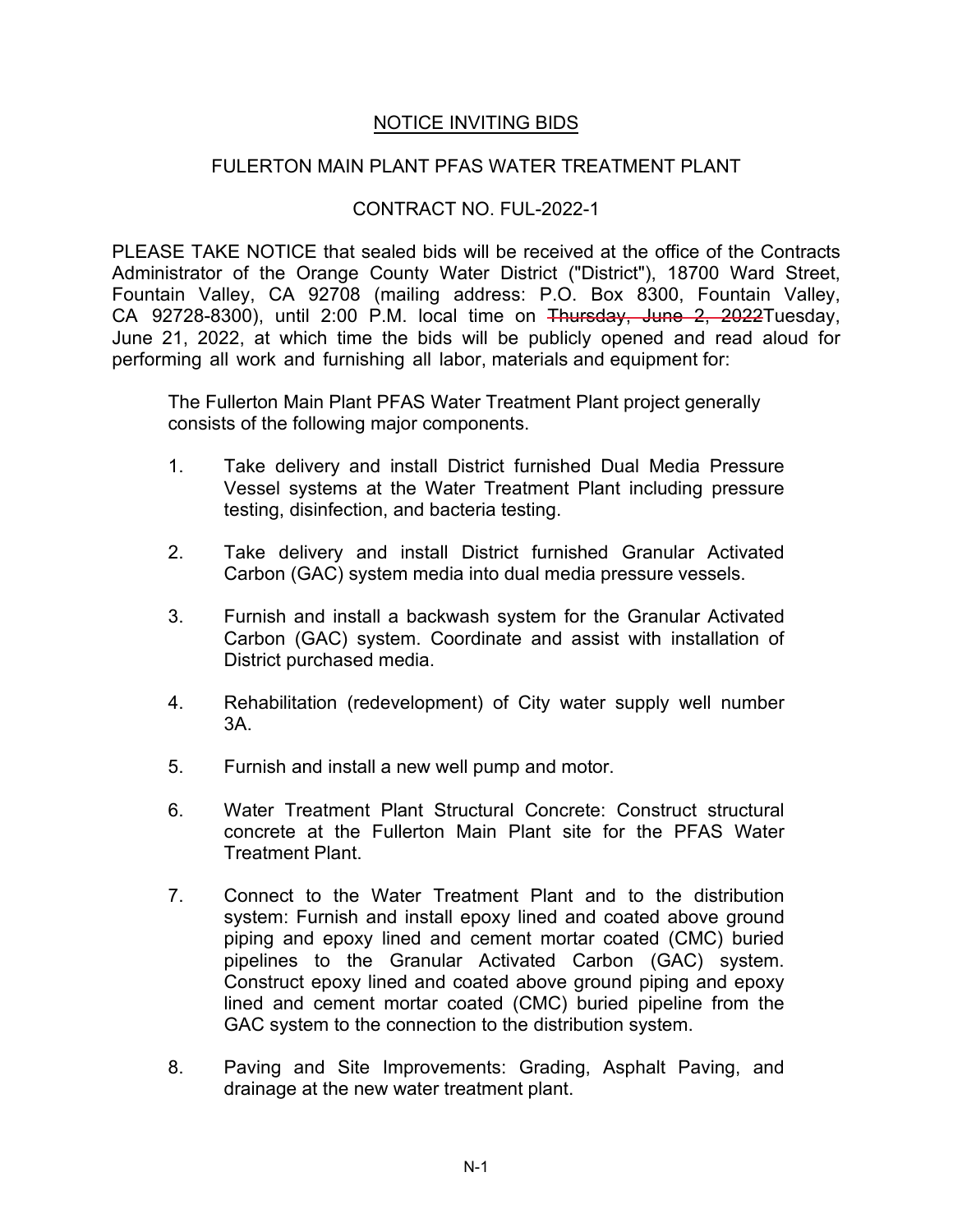# NOTICE INVITING BIDS

## FULERTON MAIN PLANT PFAS WATER TREATMENT PLANT

## CONTRACT NO. FUL-2022-1

PLEASE TAKE NOTICE that sealed bids will be received at the office of the Contracts Administrator of the Orange County Water District ("District"), 18700 Ward Street, Fountain Valley, CA 92708 (mailing address: P.O. Box 8300, Fountain Valley, CA 92728-8300), until 2:00 P.M. local time on ~~Thursday, June 2, 2022~~Tuesday, June 21, 2022, at which time the bids will be publicly opened and read aloud for performing all work and furnishing all labor, materials and equipment for:

The Fullerton Main Plant PFAS Water Treatment Plant project generally consists of the following major components.

1. Take delivery and install District furnished Dual Media Pressure Vessel systems at the Water Treatment Plant including pressure testing, disinfection, and bacteria testing.

2. Take delivery and install District furnished Granular Activated Carbon (GAC) system media into dual media pressure vessels.

3. Furnish and install a backwash system for the Granular Activated Carbon (GAC) system. Coordinate and assist with installation of District purchased media.

4. Rehabilitation (redevelopment) of City water supply well number 3A.

5. Furnish and install a new well pump and motor.

6. Water Treatment Plant Structural Concrete: Construct structural concrete at the Fullerton Main Plant site for the PFAS Water Treatment Plant.

7. Connect to the Water Treatment Plant and to the distribution system: Furnish and install epoxy lined and coated above ground piping and epoxy lined and cement mortar coated (CMC) buried pipelines to the Granular Activated Carbon (GAC) system. Construct epoxy lined and coated above ground piping and epoxy lined and cement mortar coated (CMC) buried pipeline from the GAC system to the connection to the distribution system.

8. Paving and Site Improvements: Grading, Asphalt Paving, and drainage at the new water treatment plant.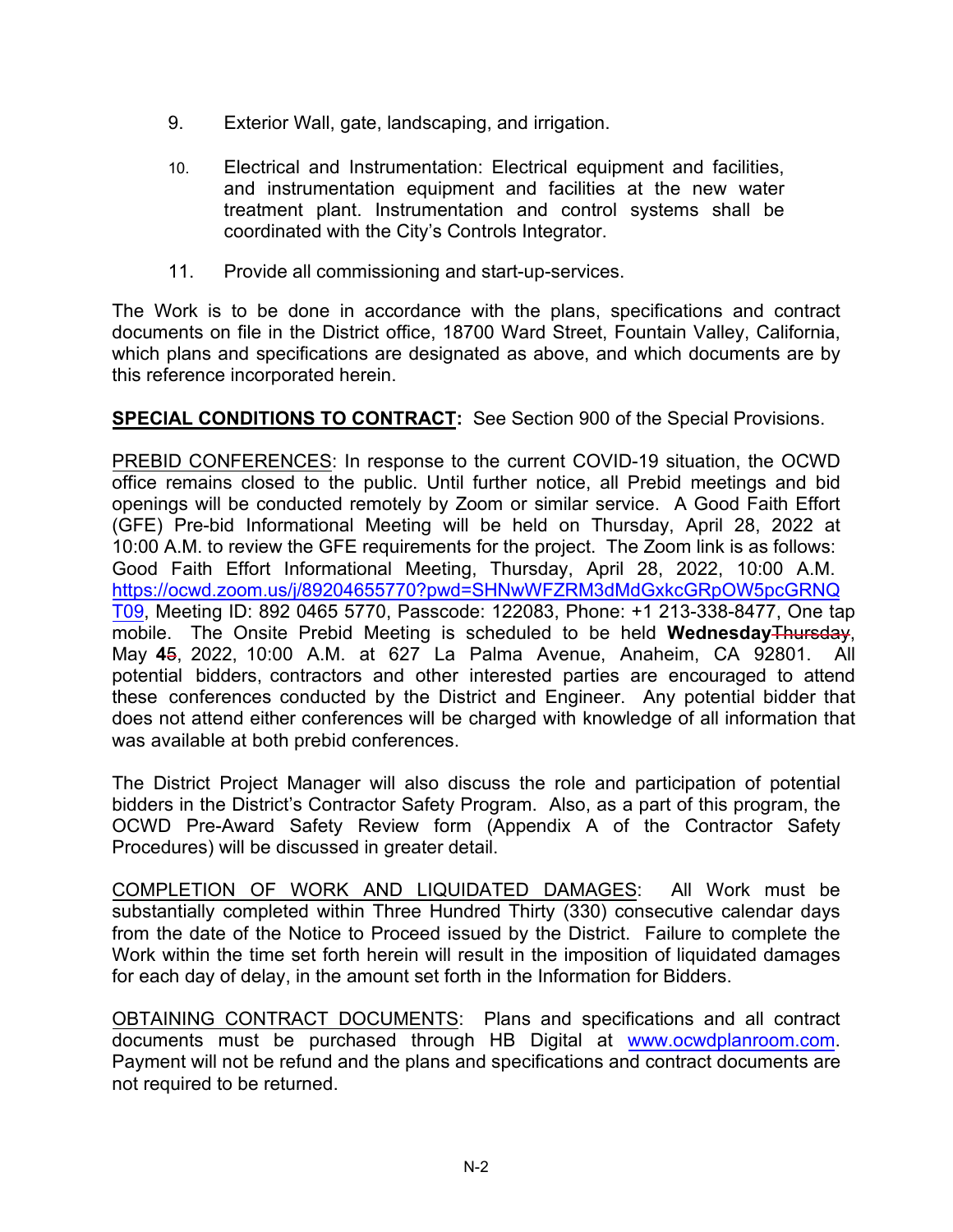9. Exterior Wall, gate, landscaping, and irrigation.

10. Electrical and Instrumentation: Electrical equipment and facilities, and instrumentation equipment and facilities at the new water treatment plant. Instrumentation and control systems shall be coordinated with the City's Controls Integrator.

11. Provide all commissioning and start-up-services.

The Work is to be done in accordance with the plans, specifications and contract documents on file in the District office, 18700 Ward Street, Fountain Valley, California, which plans and specifications are designated as above, and which documents are by this reference incorporated herein.

**SPECIAL CONDITIONS TO CONTRACT:** See Section 900 of the Special Provisions.

PREBID CONFERENCES: In response to the current COVID-19 situation, the OCWD office remains closed to the public. Until further notice, all Prebid meetings and bid openings will be conducted remotely by Zoom or similar service. A Good Faith Effort (GFE) Pre-bid Informational Meeting will be held on Thursday, April 28, 2022 at 10:00 A.M. to review the GFE requirements for the project. The Zoom link is as follows: Good Faith Effort Informational Meeting, Thursday, April 28, 2022, 10:00 A.M. https://ocwd.zoom.us/j/89204655770?pwd=SHNwWFZRM3dMdGxkcGRpOW5pcGRNQT09, Meeting ID: 892 0465 5770, Passcode: 122083, Phone: +1 213-338-8477, One tap mobile. The Onsite Prebid Meeting is scheduled to be held **Wednesday**~~Thursday~~, May **4**~~5~~, 2022, 10:00 A.M. at 627 La Palma Avenue, Anaheim, CA 92801. All potential bidders, contractors and other interested parties are encouraged to attend these conferences conducted by the District and Engineer. Any potential bidder that does not attend either conferences will be charged with knowledge of all information that was available at both prebid conferences.

The District Project Manager will also discuss the role and participation of potential bidders in the District's Contractor Safety Program. Also, as a part of this program, the OCWD Pre-Award Safety Review form (Appendix A of the Contractor Safety Procedures) will be discussed in greater detail.

COMPLETION OF WORK AND LIQUIDATED DAMAGES: All Work must be substantially completed within Three Hundred Thirty (330) consecutive calendar days from the date of the Notice to Proceed issued by the District. Failure to complete the Work within the time set forth herein will result in the imposition of liquidated damages for each day of delay, in the amount set forth in the Information for Bidders.

OBTAINING CONTRACT DOCUMENTS: Plans and specifications and all contract documents must be purchased through HB Digital at www.ocwdplanroom.com. Payment will not be refund and the plans and specifications and contract documents are not required to be returned.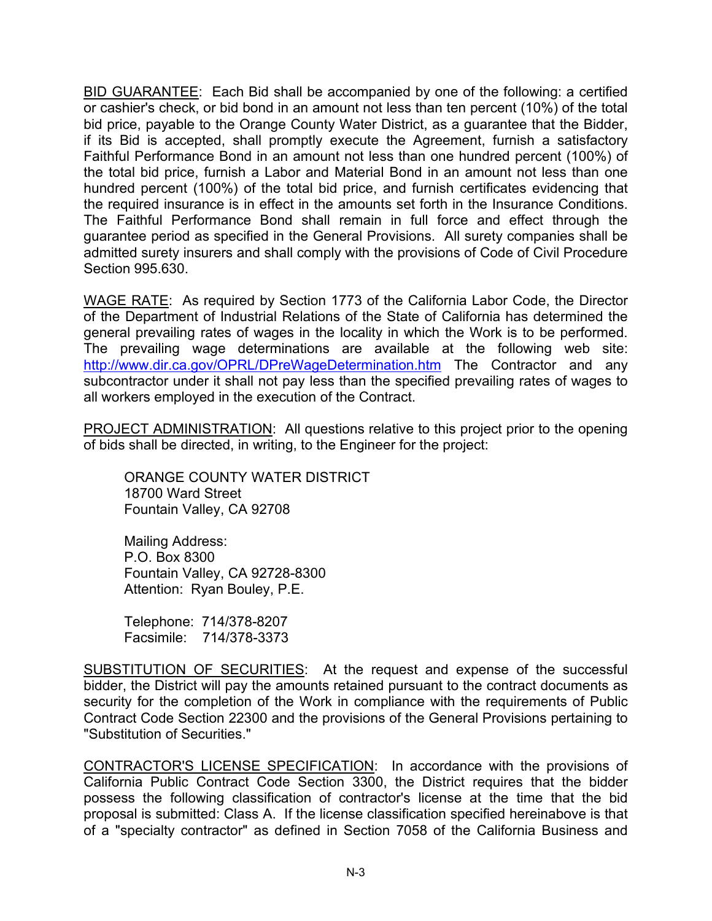<u>BID GUARANTEE</u>: Each Bid shall be accompanied by one of the following: a certified or cashier's check, or bid bond in an amount not less than ten percent (10%) of the total bid price, payable to the Orange County Water District, as a guarantee that the Bidder, if its Bid is accepted, shall promptly execute the Agreement, furnish a satisfactory Faithful Performance Bond in an amount not less than one hundred percent (100%) of the total bid price, furnish a Labor and Material Bond in an amount not less than one hundred percent (100%) of the total bid price, and furnish certificates evidencing that the required insurance is in effect in the amounts set forth in the Insurance Conditions. The Faithful Performance Bond shall remain in full force and effect through the guarantee period as specified in the General Provisions. All surety companies shall be admitted surety insurers and shall comply with the provisions of Code of Civil Procedure Section 995.630.

<u>WAGE RATE</u>: As required by Section 1773 of the California Labor Code, the Director of the Department of Industrial Relations of the State of California has determined the general prevailing rates of wages in the locality in which the Work is to be performed. The prevailing wage determinations are available at the following web site: http://www.dir.ca.gov/OPRL/DPreWageDetermination.htm The Contractor and any subcontractor under it shall not pay less than the specified prevailing rates of wages to all workers employed in the execution of the Contract.

<u>PROJECT ADMINISTRATION</u>: All questions relative to this project prior to the opening of bids shall be directed, in writing, to the Engineer for the project:

ORANGE COUNTY WATER DISTRICT
18700 Ward Street
Fountain Valley, CA 92708

Mailing Address:
P.O. Box 8300
Fountain Valley, CA 92728-8300
Attention: Ryan Bouley, P.E.

Telephone: 714/378-8207
Facsimile: 714/378-3373

<u>SUBSTITUTION OF SECURITIES</u>: At the request and expense of the successful bidder, the District will pay the amounts retained pursuant to the contract documents as security for the completion of the Work in compliance with the requirements of Public Contract Code Section 22300 and the provisions of the General Provisions pertaining to "Substitution of Securities."

<u>CONTRACTOR'S LICENSE SPECIFICATION</u>: In accordance with the provisions of California Public Contract Code Section 3300, the District requires that the bidder possess the following classification of contractor's license at the time that the bid proposal is submitted: Class A. If the license classification specified hereinabove is that of a "specialty contractor" as defined in Section 7058 of the California Business and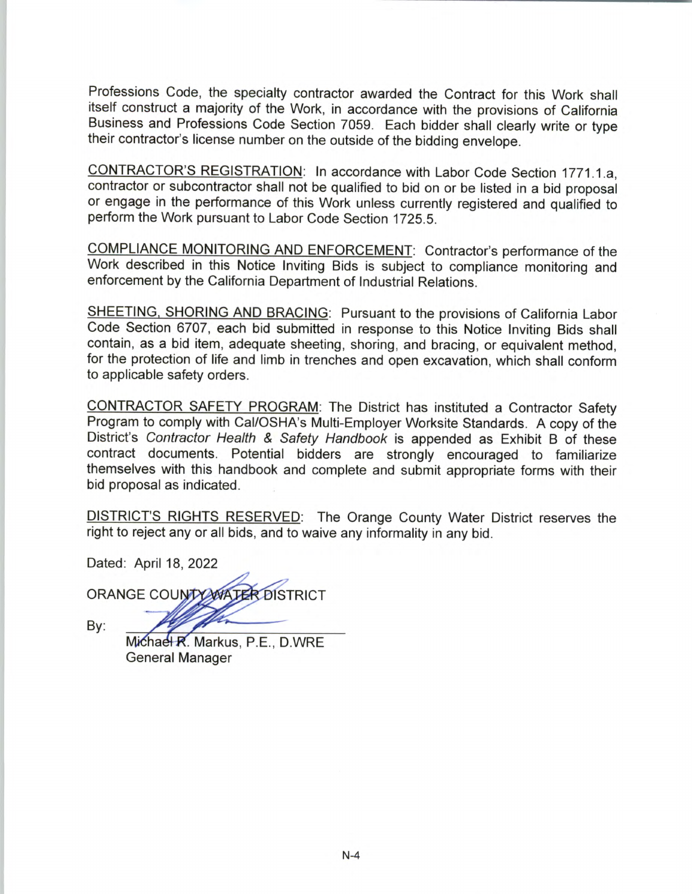Professions Code, the specialty contractor awarded the Contract for this Work shall itself construct a majority of the Work, in accordance with the provisions of California Business and Professions Code Section 7059. Each bidder shall clearly write or type their contractor's license number on the outside of the bidding envelope.

CONTRACTOR'S REGISTRATION: In accordance with Labor Code Section 1771.1.a, contractor or subcontractor shall not be qualified to bid on or be listed in a bid proposal or engage in the performance of this Work unless currently registered and qualified to perform the Work pursuant to Labor Code Section 1725.5.

COMPLIANCE MONITORING AND ENFORCEMENT: Contractor's performance of the Work described in this Notice Inviting Bids is subject to compliance monitoring and enforcement by the California Department of Industrial Relations.

SHEETING, SHORING AND BRACING: Pursuant to the provisions of California Labor Code Section 6707, each bid submitted in response to this Notice Inviting Bids shall contain, as a bid item, adequate sheeting, shoring, and bracing, or equivalent method, for the protection of life and limb in trenches and open excavation, which shall conform to applicable safety orders.

CONTRACTOR SAFETY PROGRAM: The District has instituted a Contractor Safety Program to comply with Cal/OSHA's Multi-Employer Worksite Standards. A copy of the District's *Contractor Health & Safety Handbook* is appended as Exhibit B of these contract documents. Potential bidders are strongly encouraged to familiarize themselves with this handbook and complete and submit appropriate forms with their bid proposal as indicated.

DISTRICT'S RIGHTS RESERVED: The Orange County Water District reserves the right to reject any or all bids, and to waive any informality in any bid.

Dated: April 18, 2022

ORANGE COUNTY WATER DISTRICT

By: ______________________________

Michael R. Markus, P.E., D.WRE
General Manager